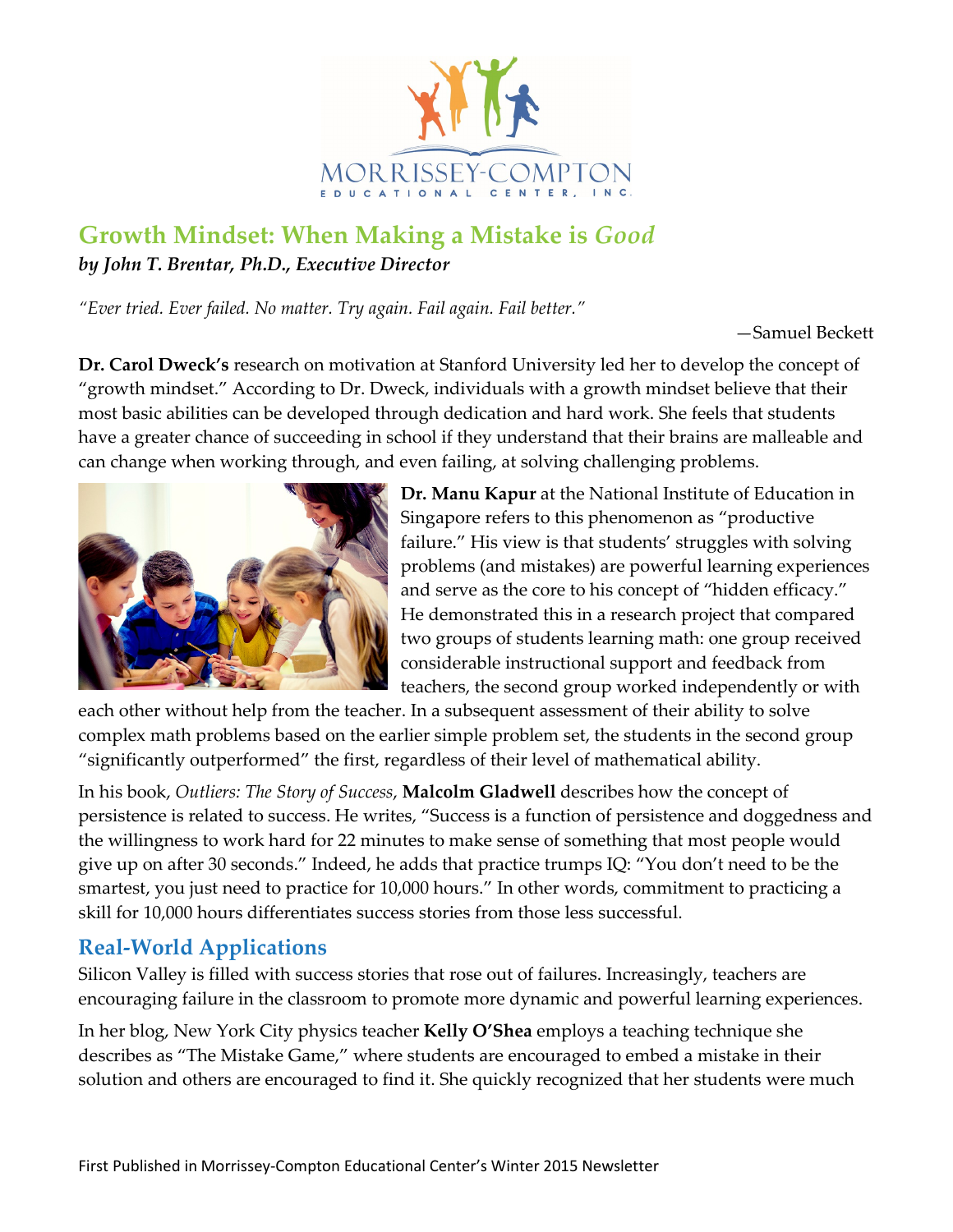MORRISSEY-COMPTON

EDUCATIONAL CENTER, INC.

## Growth Mindset: When Making a Mistake is *Good*

***by John T. Brentar, Ph.D., Executive Director***

*"Ever tried. Ever failed. No matter. Try again. Fail again. Fail better."*

—Samuel Beckett

**Dr. Carol Dweck's** research on motivation at Stanford University led her to develop the concept of "growth mindset." According to Dr. Dweck, individuals with a growth mindset believe that their most basic abilities can be developed through dedication and hard work. She feels that students have a greater chance of succeeding in school if they understand that their brains are malleable and can change when working through, and even failing, at solving challenging problems.

**Dr. Manu Kapur** at the National Institute of Education in Singapore refers to this phenomenon as "productive failure." His view is that students' struggles with solving problems (and mistakes) are powerful learning experiences and serve as the core to his concept of "hidden efficacy." He demonstrated this in a research project that compared two groups of students learning math: one group received considerable instructional support and feedback from teachers, the second group worked independently or with each other without help from the teacher. In a subsequent assessment of their ability to solve complex math problems based on the earlier simple problem set, the students in the second group "significantly outperformed" the first, regardless of their level of mathematical ability.

In his book, *Outliers: The Story of Success*, **Malcolm Gladwell** describes how the concept of persistence is related to success. He writes, "Success is a function of persistence and doggedness and the willingness to work hard for 22 minutes to make sense of something that most people would give up on after 30 seconds." Indeed, he adds that practice trumps IQ: "You don't need to be the smartest, you just need to practice for 10,000 hours." In other words, commitment to practicing a skill for 10,000 hours differentiates success stories from those less successful.

### Real-World Applications

Silicon Valley is filled with success stories that rose out of failures. Increasingly, teachers are encouraging failure in the classroom to promote more dynamic and powerful learning experiences.

In her blog, New York City physics teacher **Kelly O'Shea** employs a teaching technique she describes as "The Mistake Game," where students are encouraged to embed a mistake in their solution and others are encouraged to find it. She quickly recognized that her students were much

First Published in Morrissey-Compton Educational Center's Winter 2015 Newsletter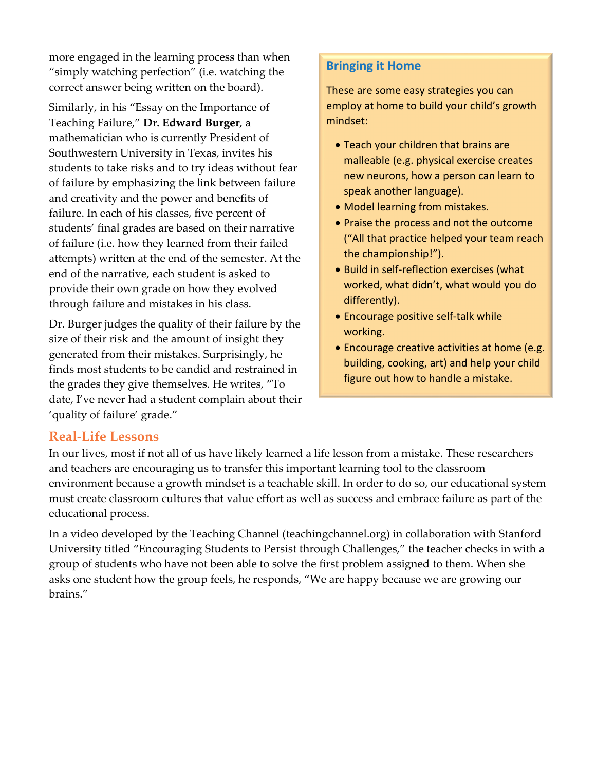more engaged in the learning process than when "simply watching perfection" (i.e. watching the correct answer being written on the board).

Similarly, in his "Essay on the Importance of Teaching Failure," **Dr. Edward Burger**, a mathematician who is currently President of Southwestern University in Texas, invites his students to take risks and to try ideas without fear of failure by emphasizing the link between failure and creativity and the power and benefits of failure. In each of his classes, five percent of students' final grades are based on their narrative of failure (i.e. how they learned from their failed attempts) written at the end of the semester. At the end of the narrative, each student is asked to provide their own grade on how they evolved through failure and mistakes in his class.

Dr. Burger judges the quality of their failure by the size of their risk and the amount of insight they generated from their mistakes. Surprisingly, he finds most students to be candid and restrained in the grades they give themselves. He writes, "To date, I've never had a student complain about their 'quality of failure' grade."

### Bringing it Home

These are some easy strategies you can employ at home to build your child's growth mindset:

- Teach your children that brains are malleable (e.g. physical exercise creates new neurons, how a person can learn to speak another language).
- Model learning from mistakes.
- Praise the process and not the outcome ("All that practice helped your team reach the championship!").
- Build in self-reflection exercises (what worked, what didn't, what would you do differently).
- Encourage positive self-talk while working.
- Encourage creative activities at home (e.g. building, cooking, art) and help your child figure out how to handle a mistake.

## Real-Life Lessons

In our lives, most if not all of us have likely learned a life lesson from a mistake. These researchers and teachers are encouraging us to transfer this important learning tool to the classroom environment because a growth mindset is a teachable skill. In order to do so, our educational system must create classroom cultures that value effort as well as success and embrace failure as part of the educational process.

In a video developed by the Teaching Channel (teachingchannel.org) in collaboration with Stanford University titled "Encouraging Students to Persist through Challenges," the teacher checks in with a group of students who have not been able to solve the first problem assigned to them. When she asks one student how the group feels, he responds, "We are happy because we are growing our brains."